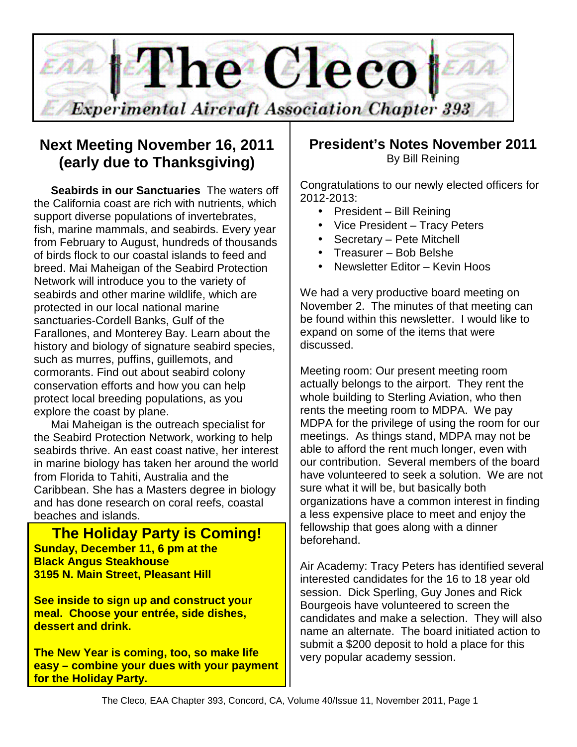# The Cleco

*Experimental Aircraft Association Chapter 393*

## Next Meeting November 16, 2011 (early due to Thanksgiving)

**Seabirds in our Sanctuaries** The waters off the California coast are rich with nutrients, which support diverse populations of invertebrates, fish, marine mammals, and seabirds. Every year from February to August, hundreds of thousands of birds flock to our coastal islands to feed and breed. Mai Maheigan of the Seabird Protection Network will introduce you to the variety of seabirds and other marine wildlife, which are protected in our local national marine sanctuaries-Cordell Banks, Gulf of the Farallones, and Monterey Bay. Learn about the history and biology of signature seabird species, such as murres, puffins, guillemots, and cormorants. Find out about seabird colony conservation efforts and how you can help protect local breeding populations, as you explore the coast by plane.

Mai Maheigan is the outreach specialist for the Seabird Protection Network, working to help seabirds thrive. An east coast native, her interest in marine biology has taken her around the world from Florida to Tahiti, Australia and the Caribbean. She has a Masters degree in biology and has done research on coral reefs, coastal beaches and islands.

### The Holiday Party is Coming!

**Sunday, December 11, 6 pm at the Black Angus Steakhouse**
**3195 N. Main Street, Pleasant Hill**

**See inside to sign up and construct your meal. Choose your entrée, side dishes, dessert and drink.**

**The New Year is coming, too, so make life easy – combine your dues with your payment for the Holiday Party.**

## President's Notes November 2011

By Bill Reining

Congratulations to our newly elected officers for 2012-2013:

- President – Bill Reining
- Vice President – Tracy Peters
- Secretary – Pete Mitchell
- Treasurer – Bob Belshe
- Newsletter Editor – Kevin Hoos

We had a very productive board meeting on November 2. The minutes of that meeting can be found within this newsletter. I would like to expand on some of the items that were discussed.

Meeting room: Our present meeting room actually belongs to the airport. They rent the whole building to Sterling Aviation, who then rents the meeting room to MDPA. We pay MDPA for the privilege of using the room for our meetings. As things stand, MDPA may not be able to afford the rent much longer, even with our contribution. Several members of the board have volunteered to seek a solution. We are not sure what it will be, but basically both organizations have a common interest in finding a less expensive place to meet and enjoy the fellowship that goes along with a dinner beforehand.

Air Academy: Tracy Peters has identified several interested candidates for the 16 to 18 year old session. Dick Sperling, Guy Jones and Rick Bourgeois have volunteered to screen the candidates and make a selection. They will also name an alternate. The board initiated action to submit a $200 deposit to hold a place for this very popular academy session.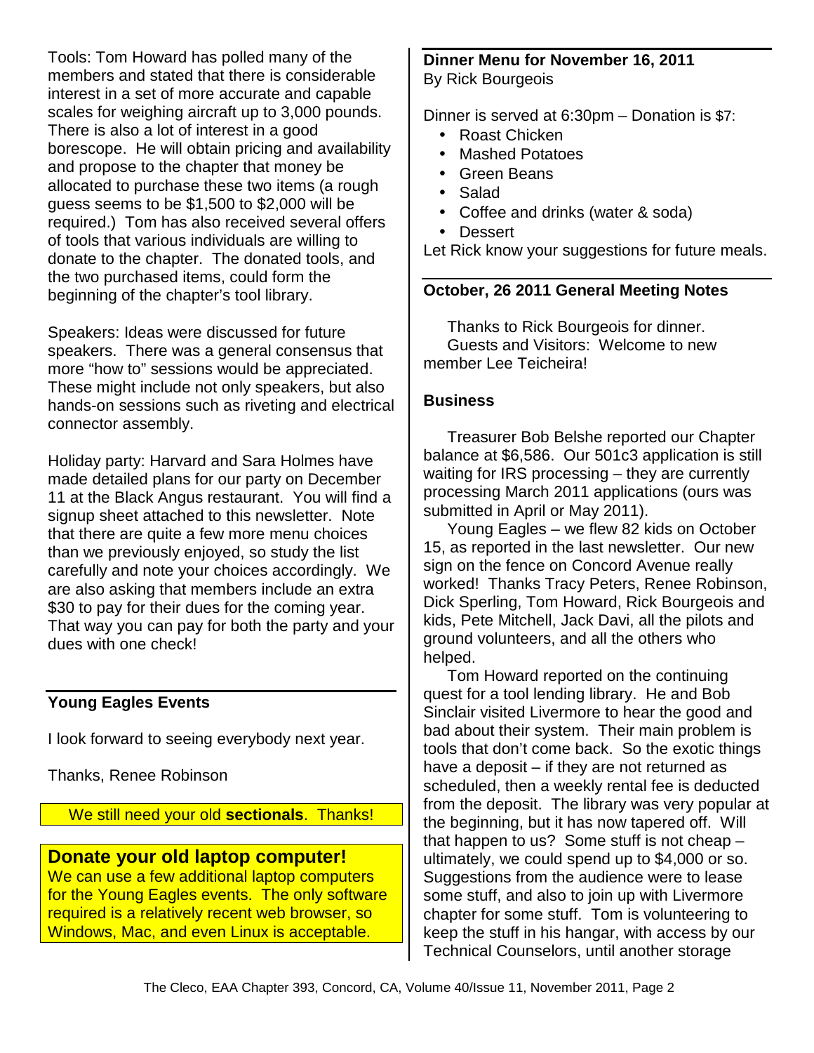Tools: Tom Howard has polled many of the members and stated that there is considerable interest in a set of more accurate and capable scales for weighing aircraft up to 3,000 pounds. There is also a lot of interest in a good borescope. He will obtain pricing and availability and propose to the chapter that money be allocated to purchase these two items (a rough guess seems to be $1,500 to $2,000 will be required.) Tom has also received several offers of tools that various individuals are willing to donate to the chapter. The donated tools, and the two purchased items, could form the beginning of the chapter's tool library.

Speakers: Ideas were discussed for future speakers. There was a general consensus that more "how to" sessions would be appreciated. These might include not only speakers, but also hands-on sessions such as riveting and electrical connector assembly.

Holiday party: Harvard and Sara Holmes have made detailed plans for our party on December 11 at the Black Angus restaurant. You will find a signup sheet attached to this newsletter. Note that there are quite a few more menu choices than we previously enjoyed, so study the list carefully and note your choices accordingly. We are also asking that members include an extra $30 to pay for their dues for the coming year. That way you can pay for both the party and your dues with one check!

## Young Eagles Events

I look forward to seeing everybody next year.

Thanks, Renee Robinson

We still need your old **sectionals**. Thanks!

**Donate your old laptop computer!**

We can use a few additional laptop computers for the Young Eagles events. The only software required is a relatively recent web browser, so Windows, Mac, and even Linux is acceptable.

## Dinner Menu for November 16, 2011

By Rick Bourgeois

Dinner is served at 6:30pm – Donation is $7:

- Roast Chicken
- Mashed Potatoes
- Green Beans
- Salad
- Coffee and drinks (water & soda)
- Dessert

Let Rick know your suggestions for future meals.

## October, 26 2011 General Meeting Notes

Thanks to Rick Bourgeois for dinner.

Guests and Visitors: Welcome to new member Lee Teicheira!

### Business

Treasurer Bob Belshe reported our Chapter balance at $6,586. Our 501c3 application is still waiting for IRS processing – they are currently processing March 2011 applications (ours was submitted in April or May 2011).

Young Eagles – we flew 82 kids on October 15, as reported in the last newsletter. Our new sign on the fence on Concord Avenue really worked! Thanks Tracy Peters, Renee Robinson, Dick Sperling, Tom Howard, Rick Bourgeois and kids, Pete Mitchell, Jack Davi, all the pilots and ground volunteers, and all the others who helped.

Tom Howard reported on the continuing quest for a tool lending library. He and Bob Sinclair visited Livermore to hear the good and bad about their system. Their main problem is tools that don't come back. So the exotic things have a deposit – if they are not returned as scheduled, then a weekly rental fee is deducted from the deposit. The library was very popular at the beginning, but it has now tapered off. Will that happen to us? Some stuff is not cheap – ultimately, we could spend up to $4,000 or so. Suggestions from the audience were to lease some stuff, and also to join up with Livermore chapter for some stuff. Tom is volunteering to keep the stuff in his hangar, with access by our Technical Counselors, until another storage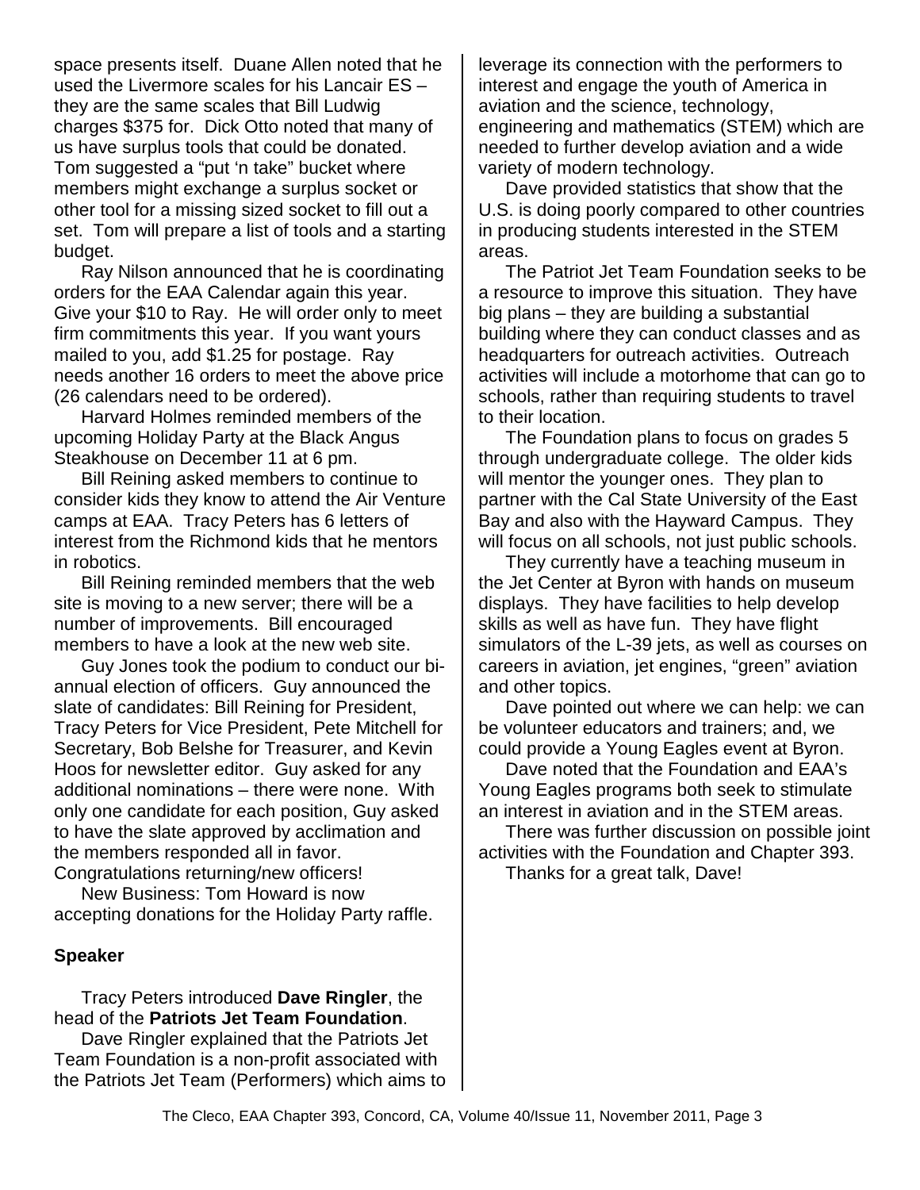space presents itself. Duane Allen noted that he used the Livermore scales for his Lancair ES – they are the same scales that Bill Ludwig charges $375 for. Dick Otto noted that many of us have surplus tools that could be donated. Tom suggested a "put 'n take" bucket where members might exchange a surplus socket or other tool for a missing sized socket to fill out a set. Tom will prepare a list of tools and a starting budget.

Ray Nilson announced that he is coordinating orders for the EAA Calendar again this year. Give your $10 to Ray. He will order only to meet firm commitments this year. If you want yours mailed to you, add $1.25 for postage. Ray needs another 16 orders to meet the above price (26 calendars need to be ordered).

Harvard Holmes reminded members of the upcoming Holiday Party at the Black Angus Steakhouse on December 11 at 6 pm.

Bill Reining asked members to continue to consider kids they know to attend the Air Venture camps at EAA. Tracy Peters has 6 letters of interest from the Richmond kids that he mentors in robotics.

Bill Reining reminded members that the web site is moving to a new server; there will be a number of improvements. Bill encouraged members to have a look at the new web site.

Guy Jones took the podium to conduct our bi-annual election of officers. Guy announced the slate of candidates: Bill Reining for President, Tracy Peters for Vice President, Pete Mitchell for Secretary, Bob Belshe for Treasurer, and Kevin Hoos for newsletter editor. Guy asked for any additional nominations – there were none. With only one candidate for each position, Guy asked to have the slate approved by acclimation and the members responded all in favor. Congratulations returning/new officers!

New Business: Tom Howard is now accepting donations for the Holiday Party raffle.

**Speaker**

Tracy Peters introduced **Dave Ringler**, the head of the **Patriots Jet Team Foundation**.

Dave Ringler explained that the Patriots Jet Team Foundation is a non-profit associated with the Patriots Jet Team (Performers) which aims to leverage its connection with the performers to interest and engage the youth of America in aviation and the science, technology, engineering and mathematics (STEM) which are needed to further develop aviation and a wide variety of modern technology.

Dave provided statistics that show that the U.S. is doing poorly compared to other countries in producing students interested in the STEM areas.

The Patriot Jet Team Foundation seeks to be a resource to improve this situation. They have big plans – they are building a substantial building where they can conduct classes and as headquarters for outreach activities. Outreach activities will include a motorhome that can go to schools, rather than requiring students to travel to their location.

The Foundation plans to focus on grades 5 through undergraduate college. The older kids will mentor the younger ones. They plan to partner with the Cal State University of the East Bay and also with the Hayward Campus. They will focus on all schools, not just public schools.

They currently have a teaching museum in the Jet Center at Byron with hands on museum displays. They have facilities to help develop skills as well as have fun. They have flight simulators of the L-39 jets, as well as courses on careers in aviation, jet engines, "green" aviation and other topics.

Dave pointed out where we can help: we can be volunteer educators and trainers; and, we could provide a Young Eagles event at Byron.

Dave noted that the Foundation and EAA's Young Eagles programs both seek to stimulate an interest in aviation and in the STEM areas.

There was further discussion on possible joint activities with the Foundation and Chapter 393.

Thanks for a great talk, Dave!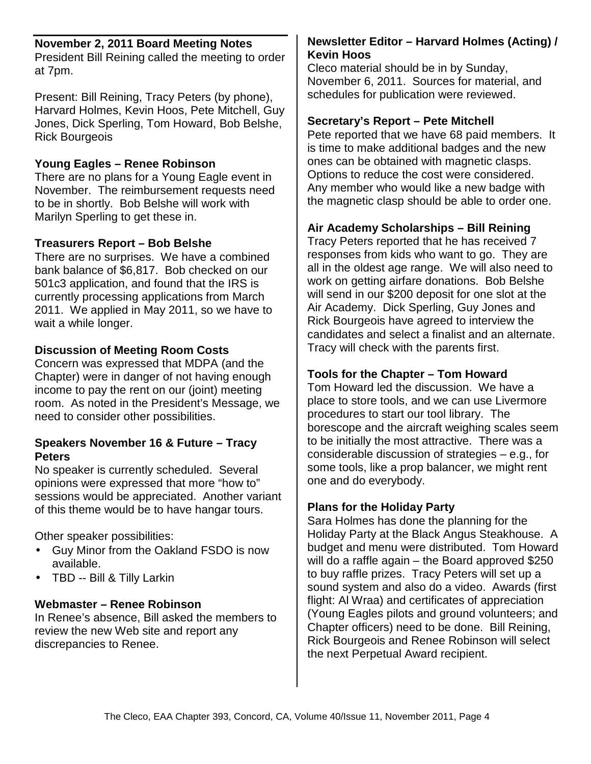## November 2, 2011 Board Meeting Notes

President Bill Reining called the meeting to order at 7pm.

Present: Bill Reining, Tracy Peters (by phone), Harvard Holmes, Kevin Hoos, Pete Mitchell, Guy Jones, Dick Sperling, Tom Howard, Bob Belshe, Rick Bourgeois

### Young Eagles – Renee Robinson

There are no plans for a Young Eagle event in November. The reimbursement requests need to be in shortly. Bob Belshe will work with Marilyn Sperling to get these in.

### Treasurers Report – Bob Belshe

There are no surprises. We have a combined bank balance of $6,817. Bob checked on our 501c3 application, and found that the IRS is currently processing applications from March 2011. We applied in May 2011, so we have to wait a while longer.

### Discussion of Meeting Room Costs

Concern was expressed that MDPA (and the Chapter) were in danger of not having enough income to pay the rent on our (joint) meeting room. As noted in the President's Message, we need to consider other possibilities.

### Speakers November 16 & Future – Tracy Peters

No speaker is currently scheduled. Several opinions were expressed that more "how to" sessions would be appreciated. Another variant of this theme would be to have hangar tours.

Other speaker possibilities:

- Guy Minor from the Oakland FSDO is now available.
- TBD -- Bill & Tilly Larkin

### Webmaster – Renee Robinson

In Renee's absence, Bill asked the members to review the new Web site and report any discrepancies to Renee.

### Newsletter Editor – Harvard Holmes (Acting) / Kevin Hoos

Cleco material should be in by Sunday, November 6, 2011. Sources for material, and schedules for publication were reviewed.

### Secretary's Report – Pete Mitchell

Pete reported that we have 68 paid members. It is time to make additional badges and the new ones can be obtained with magnetic clasps. Options to reduce the cost were considered. Any member who would like a new badge with the magnetic clasp should be able to order one.

### Air Academy Scholarships – Bill Reining

Tracy Peters reported that he has received 7 responses from kids who want to go. They are all in the oldest age range. We will also need to work on getting airfare donations. Bob Belshe will send in our $200 deposit for one slot at the Air Academy. Dick Sperling, Guy Jones and Rick Bourgeois have agreed to interview the candidates and select a finalist and an alternate. Tracy will check with the parents first.

### Tools for the Chapter – Tom Howard

Tom Howard led the discussion. We have a place to store tools, and we can use Livermore procedures to start our tool library. The borescope and the aircraft weighing scales seem to be initially the most attractive. There was a considerable discussion of strategies – e.g., for some tools, like a prop balancer, we might rent one and do everybody.

### Plans for the Holiday Party

Sara Holmes has done the planning for the Holiday Party at the Black Angus Steakhouse. A budget and menu were distributed. Tom Howard will do a raffle again – the Board approved $250 to buy raffle prizes. Tracy Peters will set up a sound system and also do a video. Awards (first flight: Al Wraa) and certificates of appreciation (Young Eagles pilots and ground volunteers; and Chapter officers) need to be done. Bill Reining, Rick Bourgeois and Renee Robinson will select the next Perpetual Award recipient.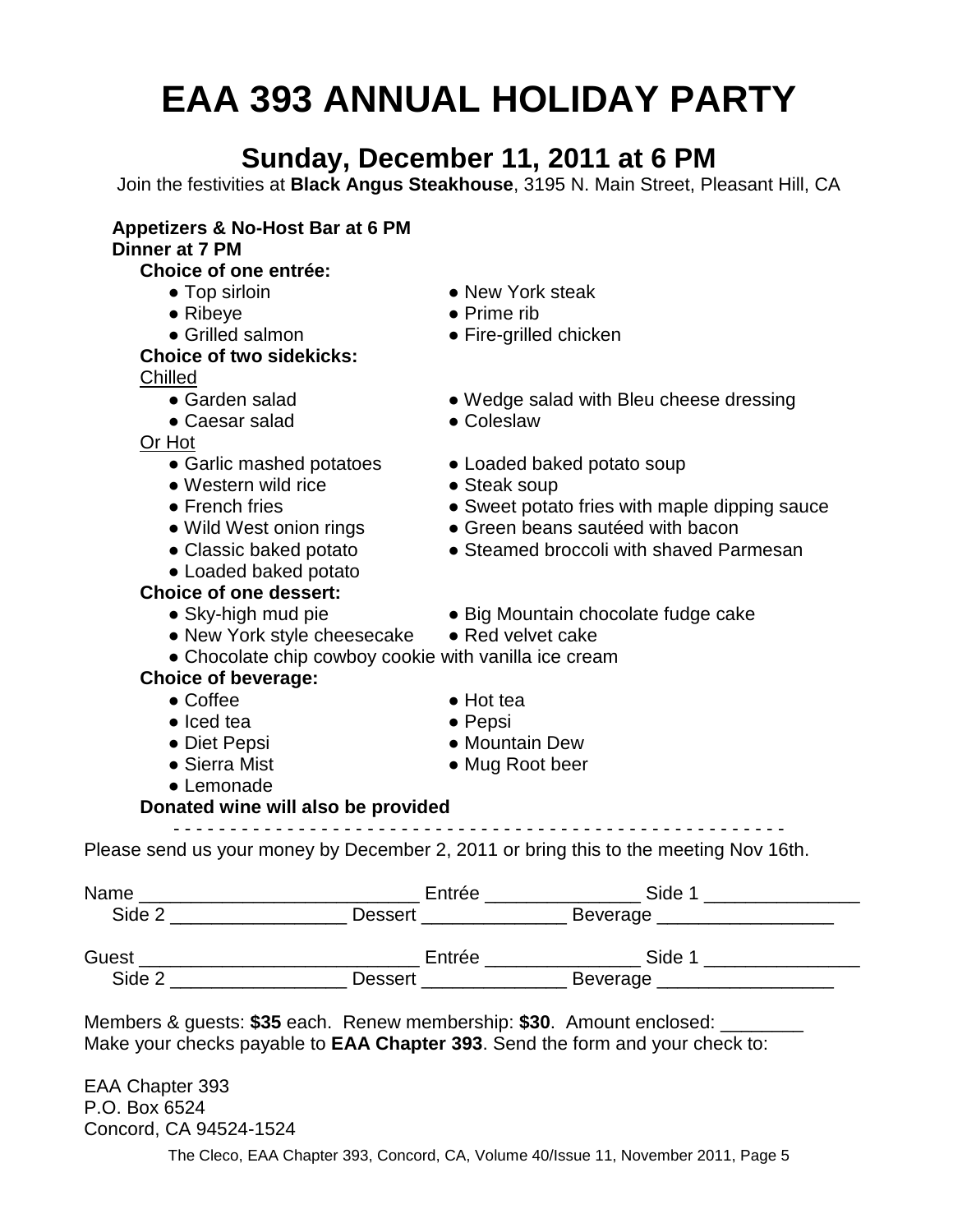# EAA 393 ANNUAL HOLIDAY PARTY

## Sunday, December 11, 2011 at 6 PM

Join the festivities at **Black Angus Steakhouse**, 3195 N. Main Street, Pleasant Hill, CA

**Appetizers & No-Host Bar at 6 PM**

**Dinner at 7 PM**

**Choice of one entrée:**

- Top sirloin
- New York steak
- Ribeye
- Prime rib
- Grilled salmon
- Fire-grilled chicken

**Choice of two sidekicks:**

Chilled

- Garden salad
- Wedge salad with Bleu cheese dressing
- Caesar salad
- Coleslaw

Or Hot

- Garlic mashed potatoes
- Loaded baked potato soup
- Western wild rice
- Steak soup
- French fries
- Sweet potato fries with maple dipping sauce
- Wild West onion rings
- Green beans sautéed with bacon
- Classic baked potato
- Steamed broccoli with shaved Parmesan
- Loaded baked potato

**Choice of one dessert:**

- Sky-high mud pie
- Big Mountain chocolate fudge cake
- New York style cheesecake
- Red velvet cake
- Chocolate chip cowboy cookie with vanilla ice cream

**Choice of beverage:**

- Coffee
- Hot tea
- Iced tea
- Pepsi
- Diet Pepsi
- Mountain Dew
- Sierra Mist
- Mug Root beer
- Lemonade

**Donated wine will also be provided**

- - - - - - - - - - - - - - - - - - - - - - - - - - - - - - - - - - - - - - - - - - - - - - - - - - - -

Please send us your money by December 2, 2011 or bring this to the meeting Nov 16th.

Name ___________________________ Entrée _______________ Side 1 _______________
Side 2 _________________ Dessert ______________ Beverage _________________

Guest ___________________________ Entrée _______________ Side 1 _______________
Side 2 _________________ Dessert ______________ Beverage _________________

Members & guests: **$35** each. Renew membership: **$30**. Amount enclosed: ________
Make your checks payable to **EAA Chapter 393**. Send the form and your check to:

EAA Chapter 393
P.O. Box 6524
Concord, CA 94524-1524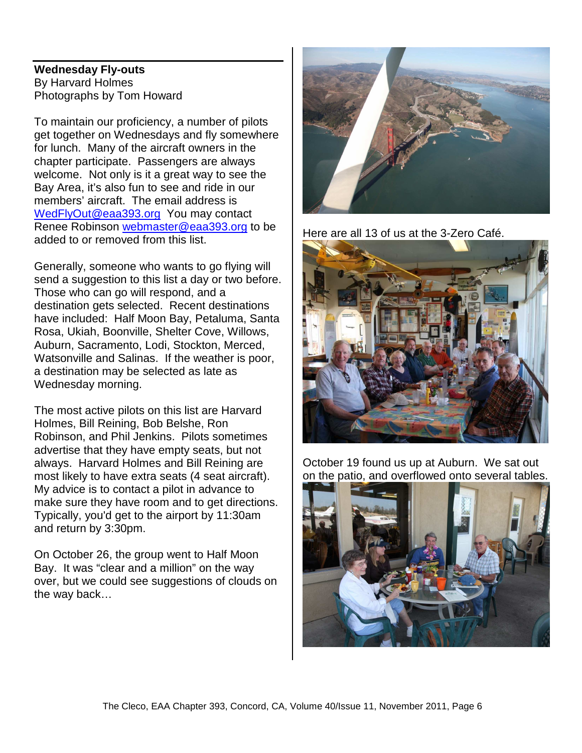## Wednesday Fly-outs

By Harvard Holmes
Photographs by Tom Howard

To maintain our proficiency, a number of pilots get together on Wednesdays and fly somewhere for lunch. Many of the aircraft owners in the chapter participate. Passengers are always welcome. Not only is it a great way to see the Bay Area, it's also fun to see and ride in our members' aircraft. The email address is WedFlyOut@eaa393.org You may contact Renee Robinson webmaster@eaa393.org to be added to or removed from this list.

Generally, someone who wants to go flying will send a suggestion to this list a day or two before. Those who can go will respond, and a destination gets selected. Recent destinations have included: Half Moon Bay, Petaluma, Santa Rosa, Ukiah, Boonville, Shelter Cove, Willows, Auburn, Sacramento, Lodi, Stockton, Merced, Watsonville and Salinas. If the weather is poor, a destination may be selected as late as Wednesday morning.

The most active pilots on this list are Harvard Holmes, Bill Reining, Bob Belshe, Ron Robinson, and Phil Jenkins. Pilots sometimes advertise that they have empty seats, but not always. Harvard Holmes and Bill Reining are most likely to have extra seats (4 seat aircraft). My advice is to contact a pilot in advance to make sure they have room and to get directions. Typically, you'd get to the airport by 11:30am and return by 3:30pm.

On October 26, the group went to Half Moon Bay. It was "clear and a million" on the way over, but we could see suggestions of clouds on the way back…

Here are all 13 of us at the 3-Zero Café.

October 19 found us up at Auburn. We sat out on the patio, and overflowed onto several tables.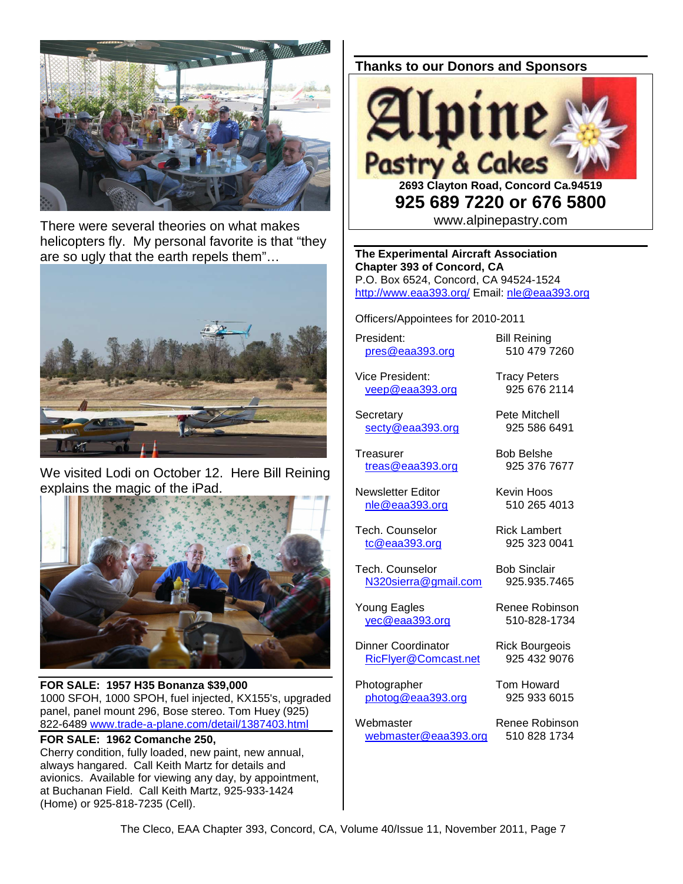There were several theories on what makes helicopters fly. My personal favorite is that "they are so ugly that the earth repels them"…

We visited Lodi on October 12. Here Bill Reining explains the magic of the iPad.

**FOR SALE: 1957 H35 Bonanza $39,000**
1000 SFOH, 1000 SPOH, fuel injected, KX155's, upgraded panel, panel mount 296, Bose stereo. Tom Huey (925) 822-6489 www.trade-a-plane.com/detail/1387403.html

**FOR SALE: 1962 Comanche 250,**
Cherry condition, fully loaded, new paint, new annual, always hangared. Call Keith Martz for details and avionics. Available for viewing any day, by appointment, at Buchanan Field. Call Keith Martz, 925-933-1424 (Home) or 925-818-7235 (Cell).

## Thanks to our Donors and Sponsors

**Alpine Pastry & Cakes**
**2693 Clayton Road, Concord Ca.94519**
**925 689 7220 or 676 5800**
www.alpinepastry.com

**The Experimental Aircraft Association Chapter 393 of Concord, CA**
P.O. Box 6524, Concord, CA 94524-1524
http://www.eaa393.org/ Email: nle@eaa393.org

Officers/Appointees for 2010-2011

| | |
|---|---|
| President: pres@eaa393.org | Bill Reining 510 479 7260 |
| Vice President: veep@eaa393.org | Tracy Peters 925 676 2114 |
| Secretary secty@eaa393.org | Pete Mitchell 925 586 6491 |
| Treasurer treas@eaa393.org | Bob Belshe 925 376 7677 |
| Newsletter Editor nle@eaa393.org | Kevin Hoos 510 265 4013 |
| Tech. Counselor tc@eaa393.org | Rick Lambert 925 323 0041 |
| Tech. Counselor N320sierra@gmail.com | Bob Sinclair 925.935.7465 |
| Young Eagles yec@eaa393.org | Renee Robinson 510-828-1734 |
| Dinner Coordinator RicFlyer@Comcast.net | Rick Bourgeois 925 432 9076 |
| Photographer photog@eaa393.org | Tom Howard 925 933 6015 |
| Webmaster webmaster@eaa393.org | Renee Robinson 510 828 1734 |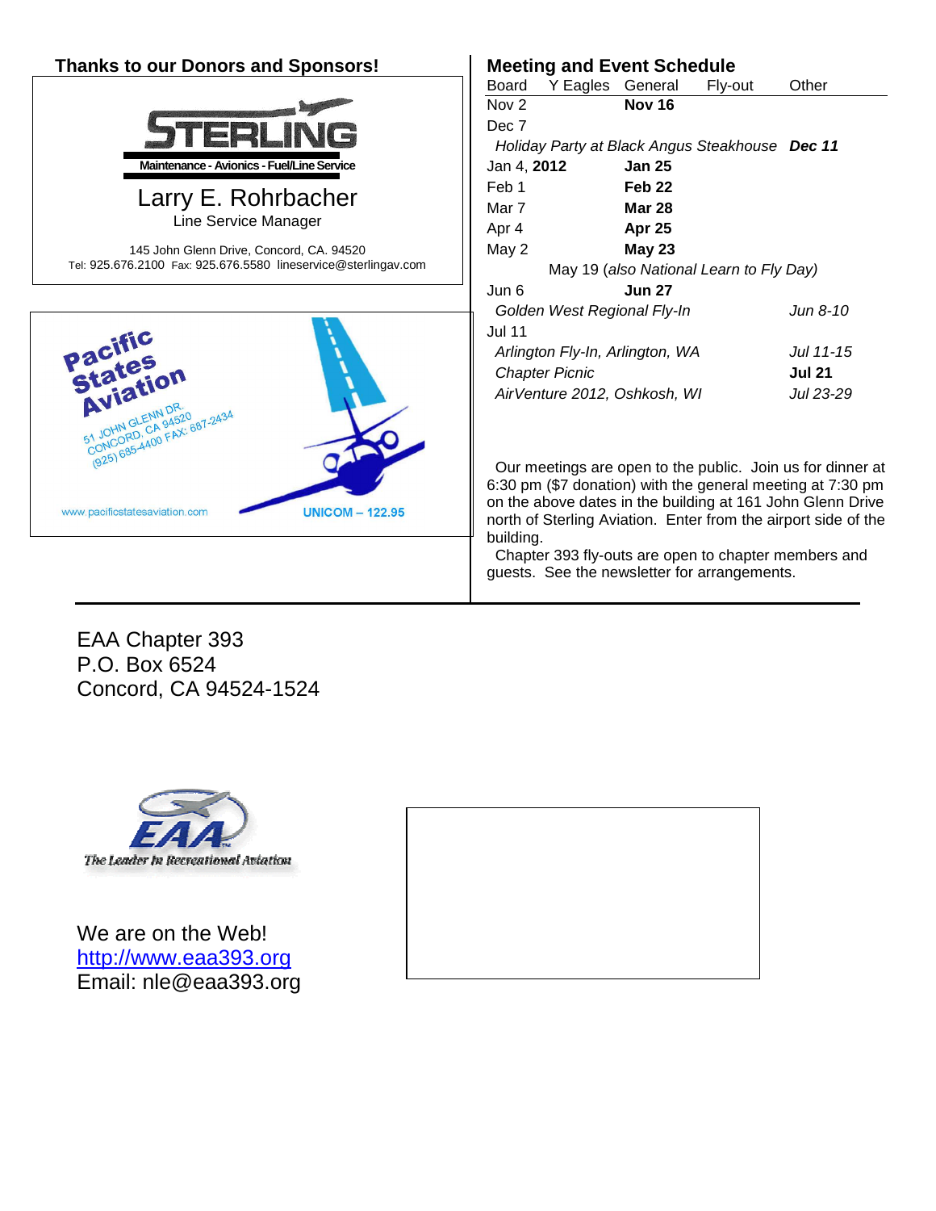## Thanks to our Donors and Sponsors!

STERLING

Maintenance - Avionics - Fuel/Line Service

Larry E. Rohrbacher

Line Service Manager

145 John Glenn Drive, Concord, CA. 94520

Tel: 925.676.2100 Fax: 925.676.5580 lineservice@sterlingav.com

Pacific States Aviation

51 JOHN GLENN DR. CONCORD, CA 94520

(925) 685-4400 FAX: 687-2434

www.pacificstatesaviation.com

UNICOM – 122.95

## Meeting and Event Schedule

| Board | Y Eagles | General | Fly-out | Other |
|---|---|---|---|---|
| Nov 2 | | **Nov 16** | | |
| Dec 7 | | | | |
| *Holiday Party at Black Angus Steakhouse* | | | | ***Dec 11*** |
| Jan 4, **2012** | | **Jan 25** | | |
| Feb 1 | | **Feb 22** | | |
| Mar 7 | | **Mar 28** | | |
| Apr 4 | | **Apr 25** | | |
| May 2 | | **May 23** | | |
| | May 19 (*also National Learn to Fly Day*) | | | |
| Jun 6 | | **Jun 27** | | |
| *Golden West Regional Fly-In* | | | | *Jun 8-10* |
| Jul 11 | | | | |
| *Arlington Fly-In, Arlington, WA* | | | | *Jul 11-15* |
| *Chapter Picnic* | | | | **Jul 21** |
| *AirVenture 2012, Oshkosh, WI* | | | | *Jul 23-29* |

Our meetings are open to the public. Join us for dinner at 6:30 pm ($7 donation) with the general meeting at 7:30 pm on the above dates in the building at 161 John Glenn Drive north of Sterling Aviation. Enter from the airport side of the building.

Chapter 393 fly-outs are open to chapter members and guests. See the newsletter for arrangements.

EAA Chapter 393
P.O. Box 6524
Concord, CA 94524-1524

EAA

The Leader In Recreational Aviation

We are on the Web!
http://www.eaa393.org
Email: nle@eaa393.org